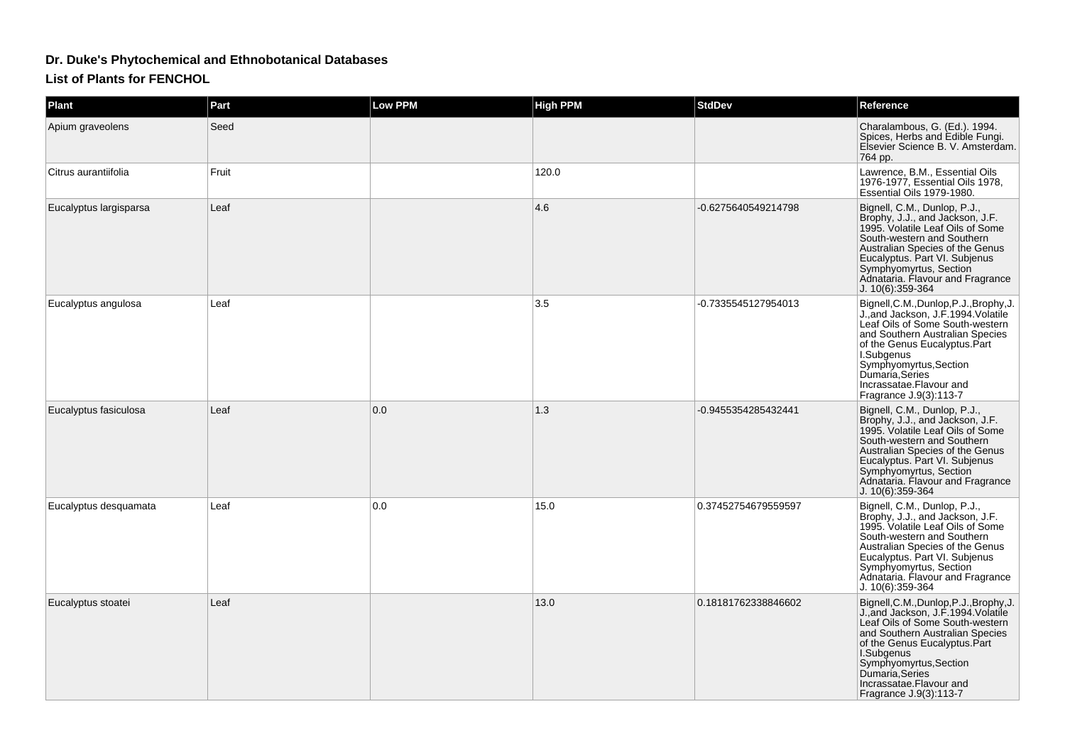# Dr. Duke's Phytochemical and Ethnobotanical Databases

## List of Plants for FENCHOL

| Plant | Part | Low PPM | High PPM | StdDev | Reference |
|---|---|---|---|---|---|
| Apium graveolens | Seed | | | | Charalambous, G. (Ed.). 1994. Spices, Herbs and Edible Fungi. Elsevier Science B. V. Amsterdam. 764 pp. |
| Citrus aurantiifolia | Fruit | | 120.0 | | Lawrence, B.M., Essential Oils 1976-1977, Essential Oils 1978, Essential Oils 1979-1980. |
| Eucalyptus largisparsa | Leaf | | 4.6 | -0.6275640549214798 | Bignell, C.M., Dunlop, P.J., Brophy, J.J., and Jackson, J.F. 1995. Volatile Leaf Oils of Some South-western and Southern Australian Species of the Genus Eucalyptus. Part VI. Subjenus Symphyomyrtus, Section Adnataria. Flavour and Fragrance J. 10(6):359-364 |
| Eucalyptus angulosa | Leaf | | 3.5 | -0.7335545127954013 | Bignell,C.M.,Dunlop,P.J.,Brophy,J.J.,and Jackson, J.F.1994.Volatile Leaf Oils of Some South-western and Southern Australian Species of the Genus Eucalyptus.Part I.Subgenus Symphyomyrtus,Section Dumaria,Series Incrassatae.Flavour and Fragrance J.9(3):113-7 |
| Eucalyptus fasiculosa | Leaf | 0.0 | 1.3 | -0.9455354285432441 | Bignell, C.M., Dunlop, P.J., Brophy, J.J., and Jackson, J.F. 1995. Volatile Leaf Oils of Some South-western and Southern Australian Species of the Genus Eucalyptus. Part VI. Subjenus Symphyomyrtus, Section Adnataria. Flavour and Fragrance J. 10(6):359-364 |
| Eucalyptus desquamata | Leaf | 0.0 | 15.0 | 0.37452754679559597 | Bignell, C.M., Dunlop, P.J., Brophy, J.J., and Jackson, J.F. 1995. Volatile Leaf Oils of Some South-western and Southern Australian Species of the Genus Eucalyptus. Part VI. Subjenus Symphyomyrtus, Section Adnataria. Flavour and Fragrance J. 10(6):359-364 |
| Eucalyptus stoatei | Leaf | | 13.0 | 0.18181762338846602 | Bignell,C.M.,Dunlop,P.J.,Brophy,J.J.,and Jackson, J.F.1994.Volatile Leaf Oils of Some South-western and Southern Australian Species of the Genus Eucalyptus.Part I.Subgenus Symphyomyrtus,Section Dumaria,Series Incrassatae.Flavour and Fragrance J.9(3):113-7 |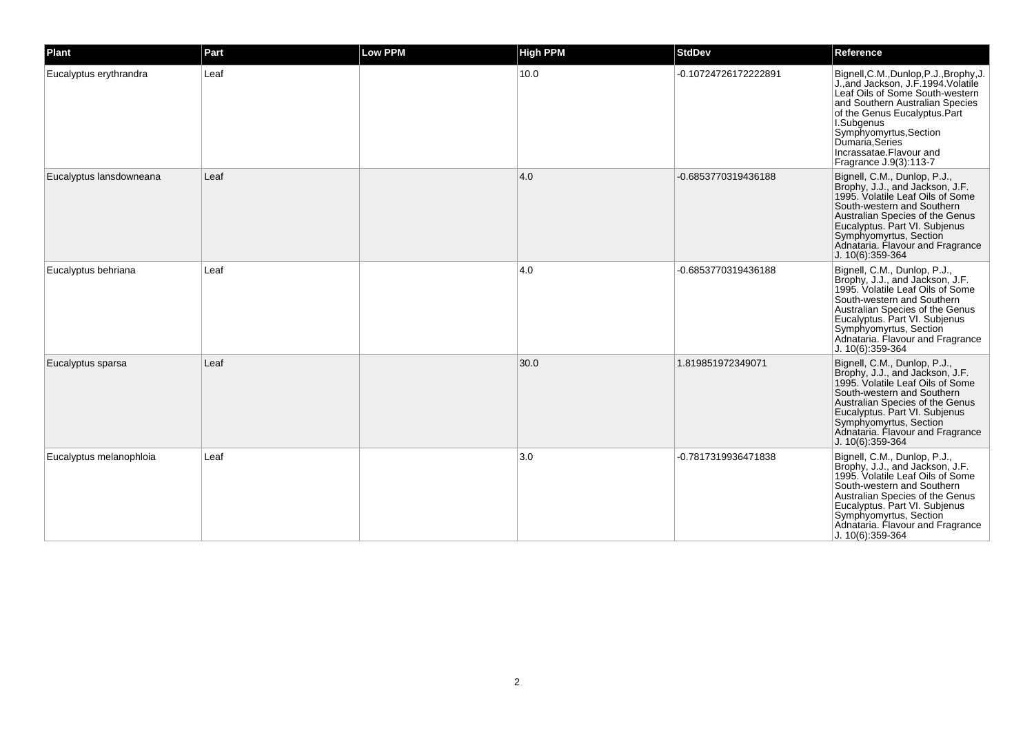| Plant | Part | Low PPM | High PPM | StdDev | Reference |
| --- | --- | --- | --- | --- | --- |
| Eucalyptus erythrandra | Leaf | | 10.0 | -0.10724726172222891 | Bignell,C.M.,Dunlop,P.J.,Brophy,J.J.,and Jackson, J.F.1994.Volatile Leaf Oils of Some South-western and Southern Australian Species of the Genus Eucalyptus.Part I.Subgenus Symphyomyrtus,Section Dumaria,Series Incrassatae.Flavour and Fragrance J.9(3):113-7 |
| Eucalyptus lansdowneana | Leaf | | 4.0 | -0.6853770319436188 | Bignell, C.M., Dunlop, P.J., Brophy, J.J., and Jackson, J.F. 1995. Volatile Leaf Oils of Some South-western and Southern Australian Species of the Genus Eucalyptus. Part VI. Subjenus Symphyomyrtus, Section Adnataria. Flavour and Fragrance J. 10(6):359-364 |
| Eucalyptus behriana | Leaf | | 4.0 | -0.6853770319436188 | Bignell, C.M., Dunlop, P.J., Brophy, J.J., and Jackson, J.F. 1995. Volatile Leaf Oils of Some South-western and Southern Australian Species of the Genus Eucalyptus. Part VI. Subjenus Symphyomyrtus, Section Adnataria. Flavour and Fragrance J. 10(6):359-364 |
| Eucalyptus sparsa | Leaf | | 30.0 | 1.819851972349071 | Bignell, C.M., Dunlop, P.J., Brophy, J.J., and Jackson, J.F. 1995. Volatile Leaf Oils of Some South-western and Southern Australian Species of the Genus Eucalyptus. Part VI. Subjenus Symphyomyrtus, Section Adnataria. Flavour and Fragrance J. 10(6):359-364 |
| Eucalyptus melanophloia | Leaf | | 3.0 | -0.7817319936471838 | Bignell, C.M., Dunlop, P.J., Brophy, J.J., and Jackson, J.F. 1995. Volatile Leaf Oils of Some South-western and Southern Australian Species of the Genus Eucalyptus. Part VI. Subjenus Symphyomyrtus, Section Adnataria. Flavour and Fragrance J. 10(6):359-364 |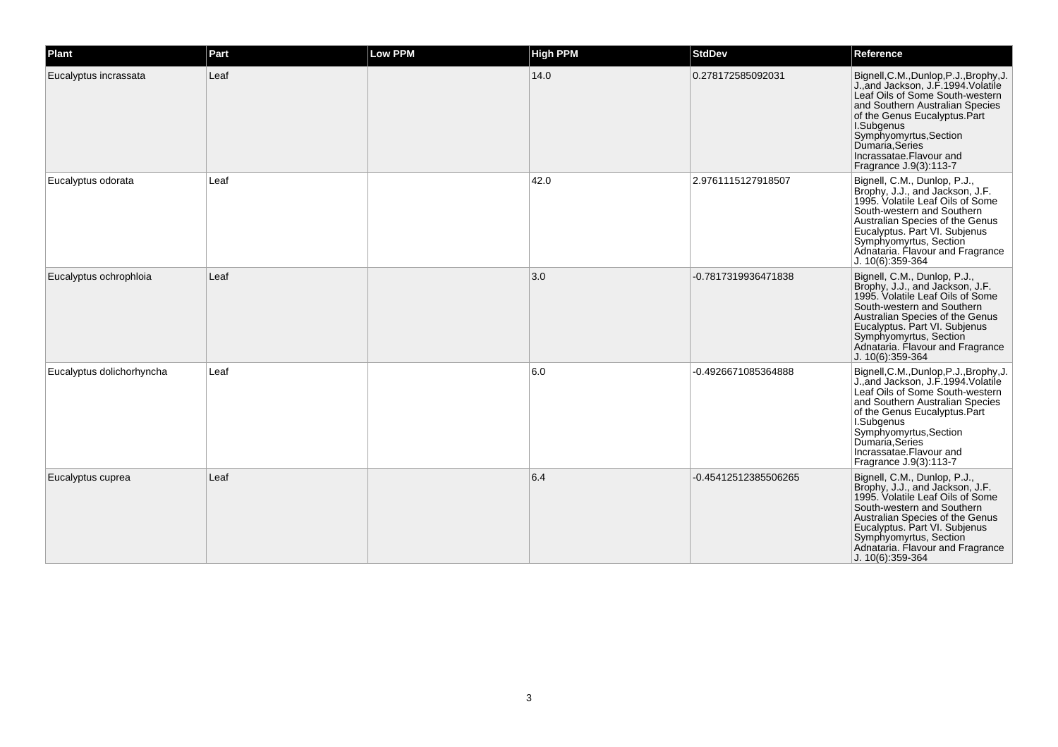| Plant | Part | Low PPM | High PPM | StdDev | Reference |
|---|---|---|---|---|---|
| Eucalyptus incrassata | Leaf | | 14.0 | 0.278172585092031 | Bignell,C.M.,Dunlop,P.J.,Brophy,J.J.,and Jackson, J.F.1994.Volatile Leaf Oils of Some South-western and Southern Australian Species of the Genus Eucalyptus.Part I.Subgenus Symphyomyrtus,Section Dumaria,Series Incrassatae.Flavour and Fragrance J.9(3):113-7 |
| Eucalyptus odorata | Leaf | | 42.0 | 2.9761115127918507 | Bignell, C.M., Dunlop, P.J., Brophy, J.J., and Jackson, J.F. 1995. Volatile Leaf Oils of Some South-western and Southern Australian Species of the Genus Eucalyptus. Part VI. Subjenus Symphyomyrtus, Section Adnataria. Flavour and Fragrance J. 10(6):359-364 |
| Eucalyptus ochrophloia | Leaf | | 3.0 | -0.7817319936471838 | Bignell, C.M., Dunlop, P.J., Brophy, J.J., and Jackson, J.F. 1995. Volatile Leaf Oils of Some South-western and Southern Australian Species of the Genus Eucalyptus. Part VI. Subjenus Symphyomyrtus, Section Adnataria. Flavour and Fragrance J. 10(6):359-364 |
| Eucalyptus dolichorhyncha | Leaf | | 6.0 | -0.4926671085364888 | Bignell,C.M.,Dunlop,P.J.,Brophy,J.J.,and Jackson, J.F.1994.Volatile Leaf Oils of Some South-western and Southern Australian Species of the Genus Eucalyptus.Part I.Subgenus Symphyomyrtus,Section Dumaria,Series Incrassatae.Flavour and Fragrance J.9(3):113-7 |
| Eucalyptus cuprea | Leaf | | 6.4 | -0.45412512385506265 | Bignell, C.M., Dunlop, P.J., Brophy, J.J., and Jackson, J.F. 1995. Volatile Leaf Oils of Some South-western and Southern Australian Species of the Genus Eucalyptus. Part VI. Subjenus Symphyomyrtus, Section Adnataria. Flavour and Fragrance J. 10(6):359-364 |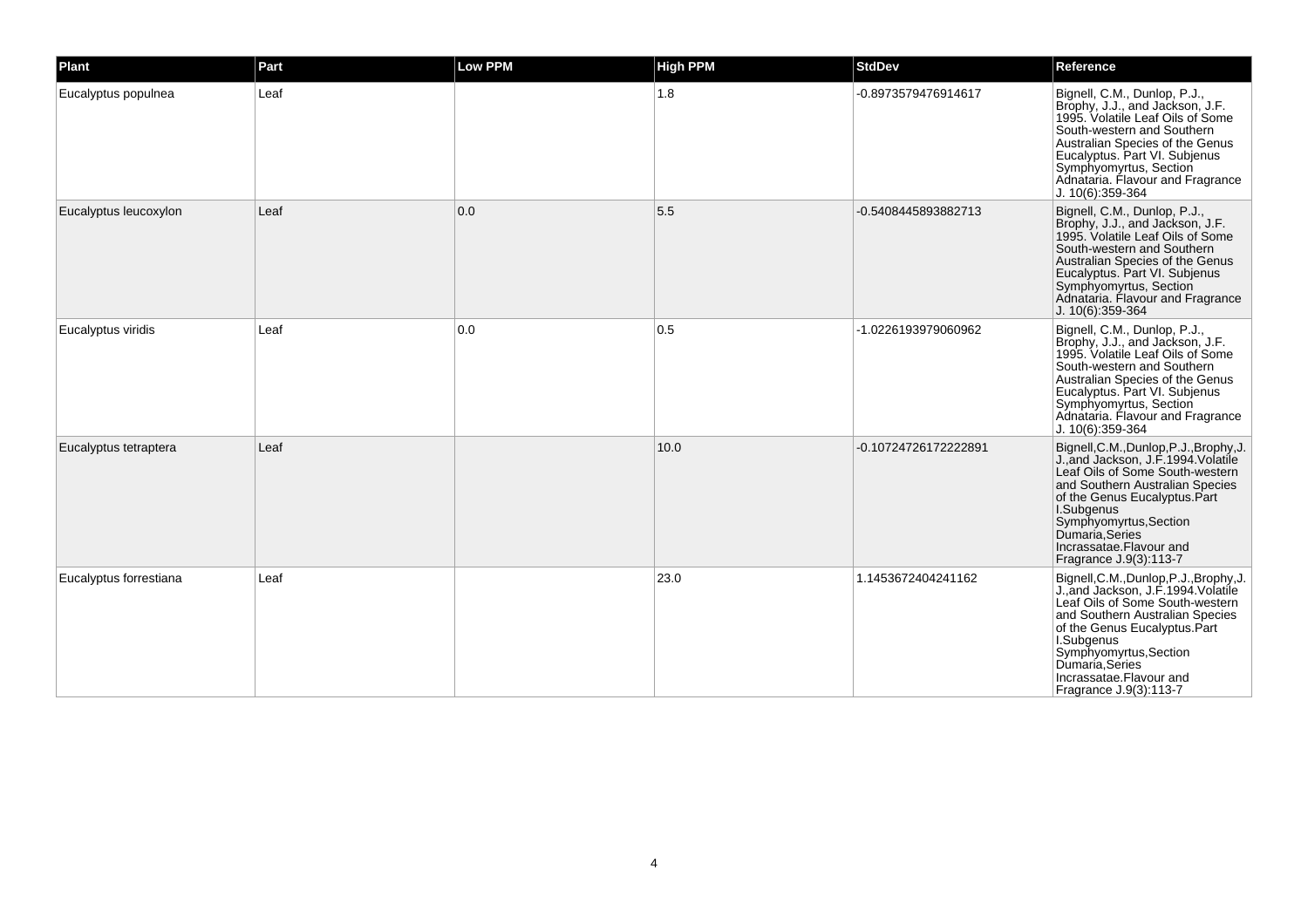| Plant | Part | Low PPM | High PPM | StdDev | Reference |
| --- | --- | --- | --- | --- | --- |
| Eucalyptus populnea | Leaf | | 1.8 | -0.8973579476914617 | Bignell, C.M., Dunlop, P.J., Brophy, J.J., and Jackson, J.F. 1995. Volatile Leaf Oils of Some South-western and Southern Australian Species of the Genus Eucalyptus. Part VI. Subjenus Symphyomyrtus, Section Adnataria. Flavour and Fragrance J. 10(6):359-364 |
| Eucalyptus leucoxylon | Leaf | 0.0 | 5.5 | -0.5408445893882713 | Bignell, C.M., Dunlop, P.J., Brophy, J.J., and Jackson, J.F. 1995. Volatile Leaf Oils of Some South-western and Southern Australian Species of the Genus Eucalyptus. Part VI. Subjenus Symphyomyrtus, Section Adnataria. Flavour and Fragrance J. 10(6):359-364 |
| Eucalyptus viridis | Leaf | 0.0 | 0.5 | -1.0226193979060962 | Bignell, C.M., Dunlop, P.J., Brophy, J.J., and Jackson, J.F. 1995. Volatile Leaf Oils of Some South-western and Southern Australian Species of the Genus Eucalyptus. Part VI. Subjenus Symphyomyrtus, Section Adnataria. Flavour and Fragrance J. 10(6):359-364 |
| Eucalyptus tetraptera | Leaf | | 10.0 | -0.10724726172222891 | Bignell,C.M.,Dunlop,P.J.,Brophy,J.J.,and Jackson, J.F.1994.Volatile Leaf Oils of Some South-western and Southern Australian Species of the Genus Eucalyptus.Part I.Subgenus Symphyomyrtus,Section Dumaria,Series Incrassatae.Flavour and Fragrance J.9(3):113-7 |
| Eucalyptus forrestiana | Leaf | | 23.0 | 1.1453672404241162 | Bignell,C.M.,Dunlop,P.J.,Brophy,J.J.,and Jackson, J.F.1994.Volatile Leaf Oils of Some South-western and Southern Australian Species of the Genus Eucalyptus.Part I.Subgenus Symphyomyrtus,Section Dumaria,Series Incrassatae.Flavour and Fragrance J.9(3):113-7 |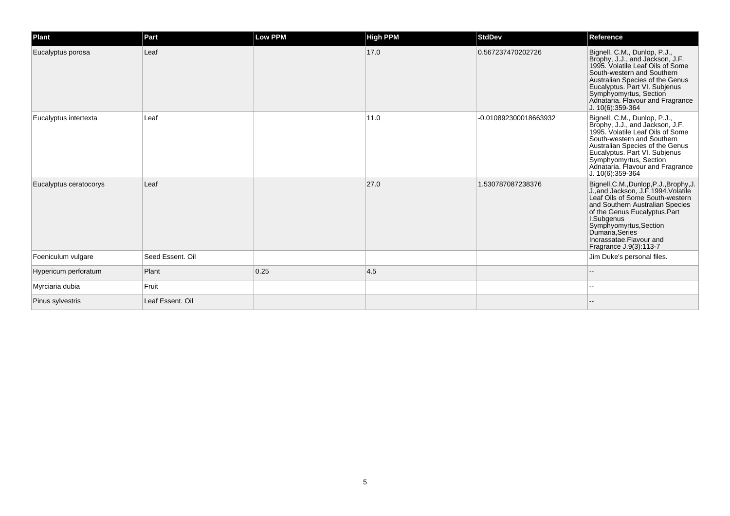| Plant | Part | Low PPM | High PPM | StdDev | Reference |
| --- | --- | --- | --- | --- | --- |
| Eucalyptus porosa | Leaf | | 17.0 | 0.567237470202726 | Bignell, C.M., Dunlop, P.J., Brophy, J.J., and Jackson, J.F. 1995. Volatile Leaf Oils of Some South-western and Southern Australian Species of the Genus Eucalyptus. Part VI. Subjenus Symphyomyrtus, Section Adnataria. Flavour and Fragrance J. 10(6):359-364 |
| Eucalyptus intertexta | Leaf | | 11.0 | -0.010892300018663932 | Bignell, C.M., Dunlop, P.J., Brophy, J.J., and Jackson, J.F. 1995. Volatile Leaf Oils of Some South-western and Southern Australian Species of the Genus Eucalyptus. Part VI. Subjenus Symphyomyrtus, Section Adnataria. Flavour and Fragrance J. 10(6):359-364 |
| Eucalyptus ceratocorys | Leaf | | 27.0 | 1.530787087238376 | Bignell,C.M.,Dunlop,P.J.,Brophy,J.J.,and Jackson, J.F.1994.Volatile Leaf Oils of Some South-western and Southern Australian Species of the Genus Eucalyptus.Part I.Subgenus Symphyomyrtus,Section Dumaria,Series Incrassatae.Flavour and Fragrance J.9(3):113-7 |
| Foeniculum vulgare | Seed Essent. Oil | | | | Jim Duke's personal files. |
| Hypericum perforatum | Plant | 0.25 | 4.5 | | -- |
| Myrciaria dubia | Fruit | | | | -- |
| Pinus sylvestris | Leaf Essent. Oil | | | | -- |